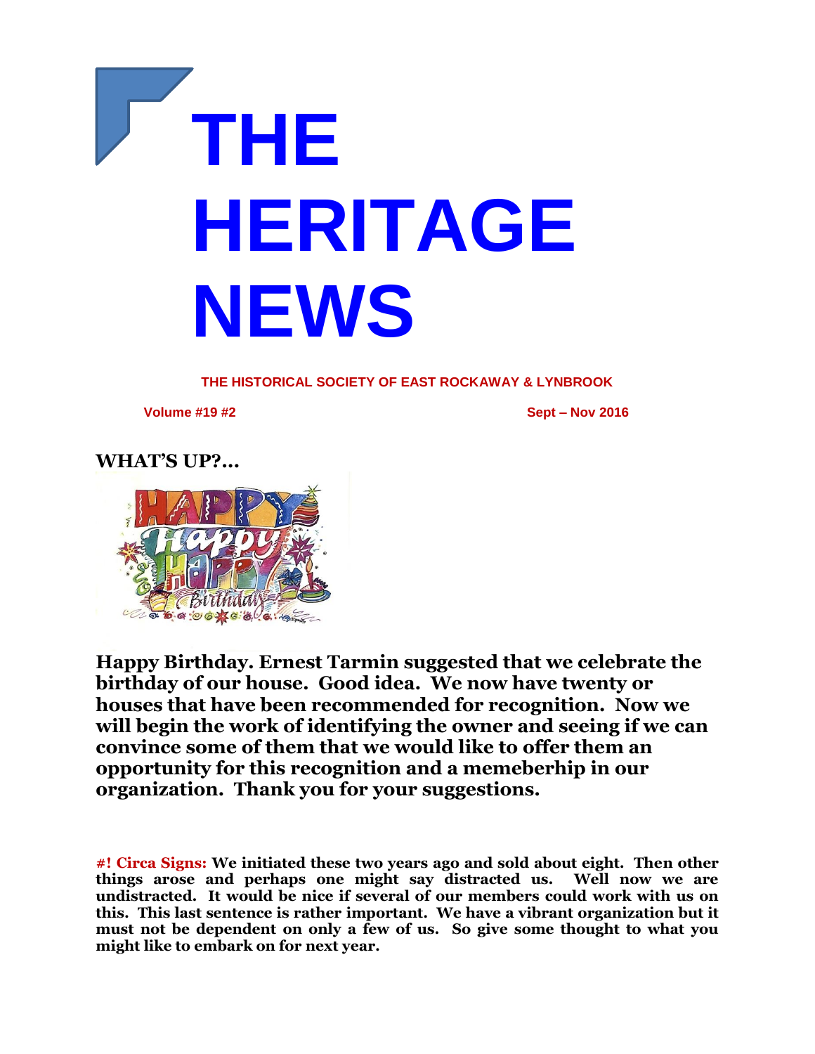# THE HERITAGE NEWS

**THE HISTORICAL SOCIETY OF EAST ROCKAWAY & LYNBROOK**

**Volume #19 #2** **Sept – Nov 2016**

## WHAT'S UP?...

**Happy Birthday. Ernest Tarmin suggested that we celebrate the birthday of our house. Good idea. We now have twenty or houses that have been recommended for recognition. Now we will begin the work of identifying the owner and seeing if we can convince some of them that we would like to offer them an opportunity for this recognition and a memeberhip in our organization. Thank you for your suggestions.**

**#! Circa Signs:** **We initiated these two years ago and sold about eight. Then other things arose and perhaps one might say distracted us. Well now we are undistracted. It would be nice if several of our members could work with us on this. This last sentence is rather important. We have a vibrant organization but it must not be dependent on only a few of us. So give some thought to what you might like to embark on for next year.**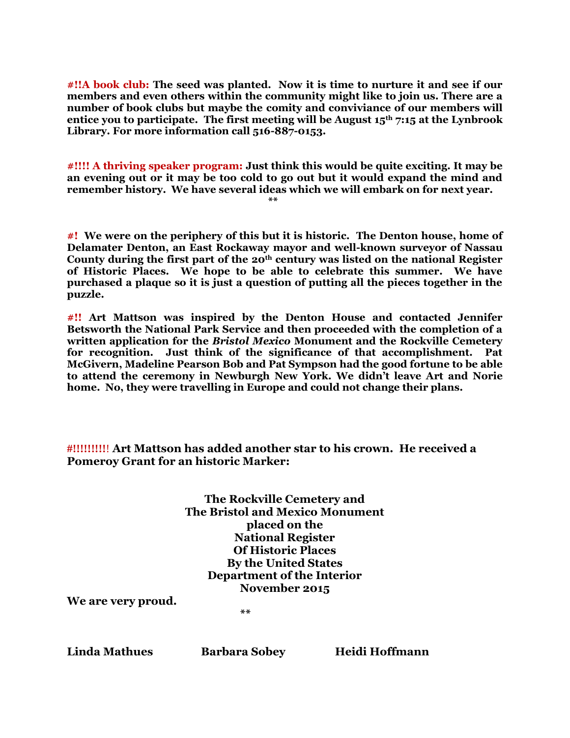**#!!A book club:** The seed was planted. Now it is time to nurture it and see if our members and even others within the community might like to join us. There are a number of book clubs but maybe the comity and conviviance of our members will entice you to participate. The first meeting will be August 15th 7:15 at the Lynbrook Library. For more information call 516-887-0153.

**#!!!! A thriving speaker program:** Just think this would be quite exciting. It may be an evening out or it may be too cold to go out but it would expand the mind and remember history. We have several ideas which we will embark on for next year.

\*\*

**#!** We were on the periphery of this but it is historic. The Denton house, home of Delamater Denton, an East Rockaway mayor and well-known surveyor of Nassau County during the first part of the 20th century was listed on the national Register of Historic Places. We hope to be able to celebrate this summer. We have purchased a plaque so it is just a question of putting all the pieces together in the puzzle.

**#!!** Art Mattson was inspired by the Denton House and contacted Jennifer Betsworth the National Park Service and then proceeded with the completion of a written application for the ***Bristol Mexico*** Monument and the Rockville Cemetery for recognition. Just think of the significance of that accomplishment. Pat McGivern, Madeline Pearson Bob and Pat Sympson had the good fortune to be able to attend the ceremony in Newburgh New York. We didn't leave Art and Norie home. No, they were travelling in Europe and could not change their plans.

**#!!!!!!!!! Art Mattson has added another star to his crown. He received a Pomeroy Grant for an historic Marker:**

**The Rockville Cemetery and**
**The Bristol and Mexico Monument**
**placed on the**
**National Register**
**Of Historic Places**
**By the United States**
**Department of the Interior**
**November 2015**

**We are very proud.**

\*\*

**Linda Mathues** **Barbara Sobey** **Heidi Hoffmann**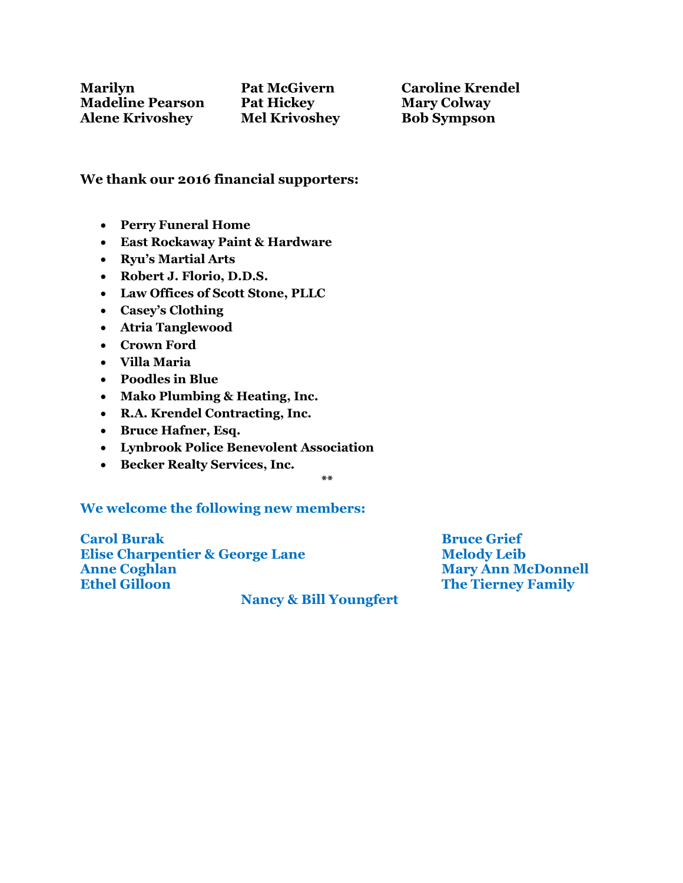**Marilyn**
**Madeline Pearson**
**Alene Krivoshey**
**Pat McGivern**
**Pat Hickey**
**Mel Krivoshey**
**Caroline Krendel**
**Mary Colway**
**Bob Sympson**

**We thank our 2016 financial supporters:**

- **Perry Funeral Home**
- **East Rockaway Paint & Hardware**
- **Ryu's Martial Arts**
- **Robert J. Florio, D.D.S.**
- **Law Offices of Scott Stone, PLLC**
- **Casey's Clothing**
- **Atria Tanglewood**
- **Crown Ford**
- **Villa Maria**
- **Poodles in Blue**
- **Mako Plumbing & Heating, Inc.**
- **R.A. Krendel Contracting, Inc.**
- **Bruce Hafner, Esq.**
- **Lynbrook Police Benevolent Association**
- **Becker Realty Services, Inc.**

**

**We welcome the following new members:**

**Carol Burak**
**Elise Charpentier & George Lane**
**Anne Coghlan**
**Ethel Gilloon**
**Bruce Grief**
**Melody Leib**
**Mary Ann McDonnell**
**The Tierney Family**
**Nancy & Bill Youngfert**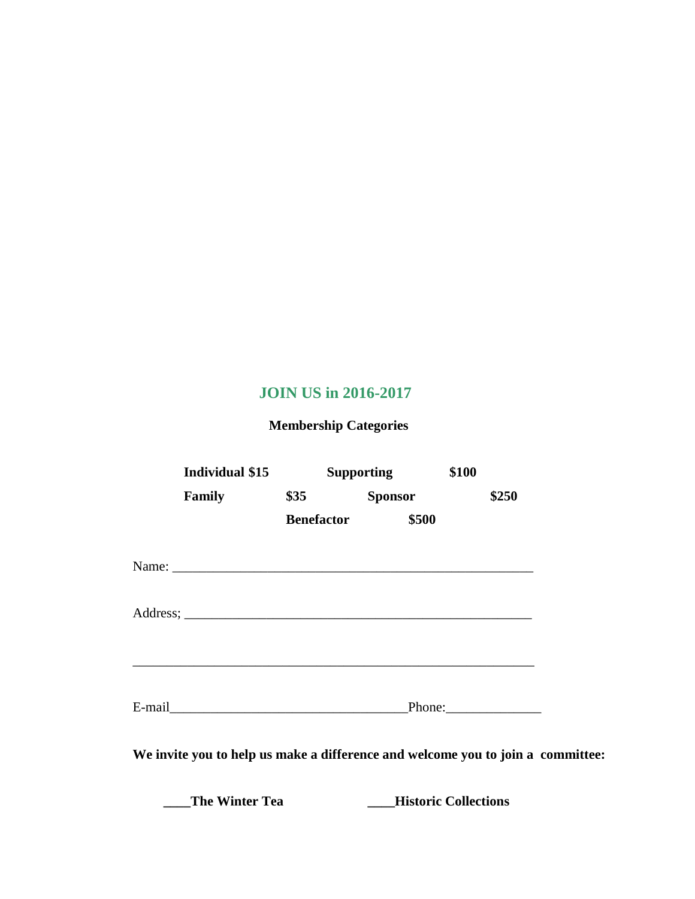## JOIN US in 2016-2017

**Membership Categories**

**Individual $15** **Supporting** **$100**

**Family** **$35** **Sponsor** **$250**

**Benefactor** **$500**

Name: ______________________________________________________

Address; _____________________________________________________

_____________________________________________________________

E-mail____________________________________Phone:______________

**We invite you to help us make a difference and welcome you to join a committee:**

**____The Winter Tea** **____Historic Collections**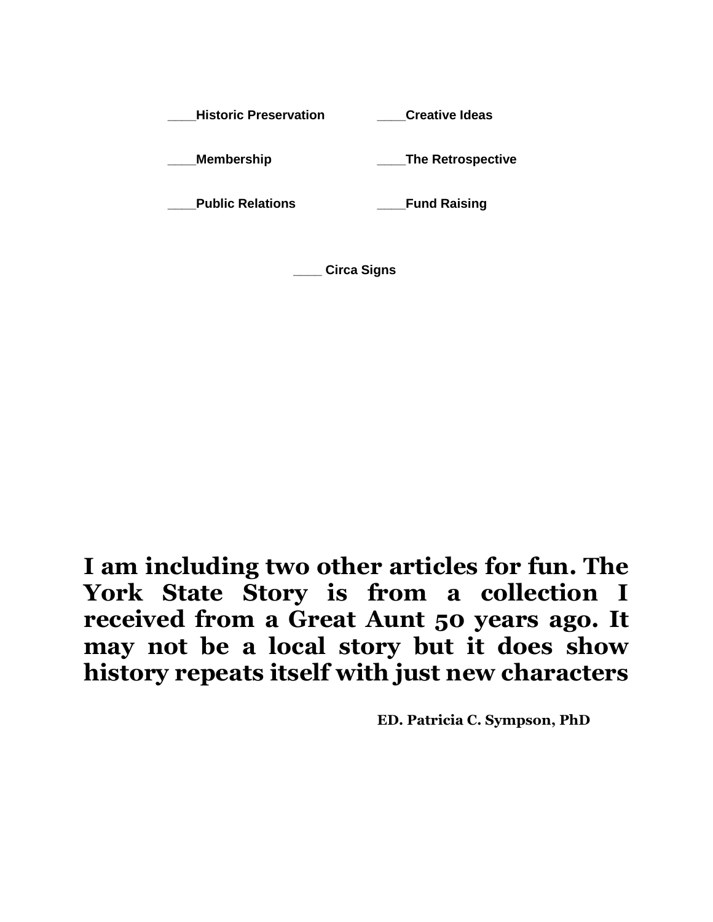____**Historic Preservation** ____**Creative Ideas**

____**Membership** ____**The Retrospective**

____**Public Relations** ____**Fund Raising**

____ **Circa Signs**

**I am including two other articles for fun. The York State Story is from a collection I received from a Great Aunt 50 years ago. It may not be a local story but it does show history repeats itself with just new characters**

**ED. Patricia C. Sympson, PhD**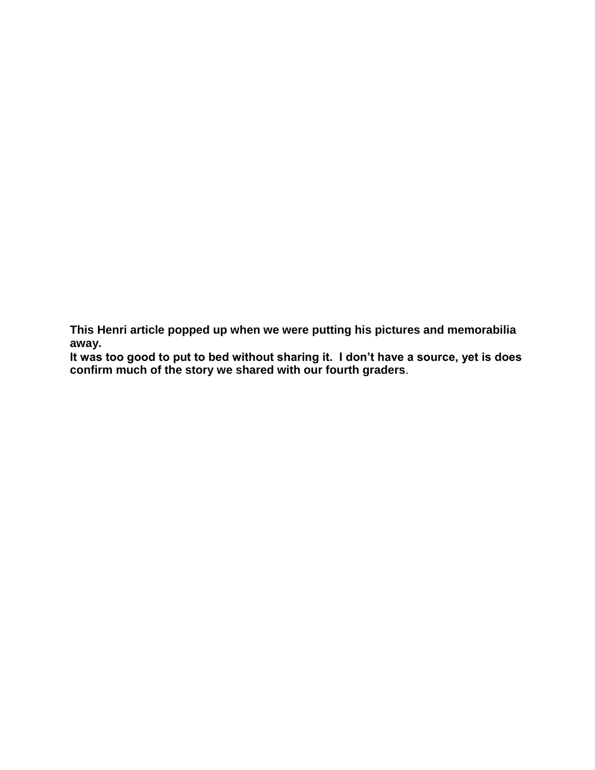**This Henri article popped up when we were putting his pictures and memorabilia away.**
**It was too good to put to bed without sharing it.  I don't have a source, yet is does confirm much of the story we shared with our fourth graders**.